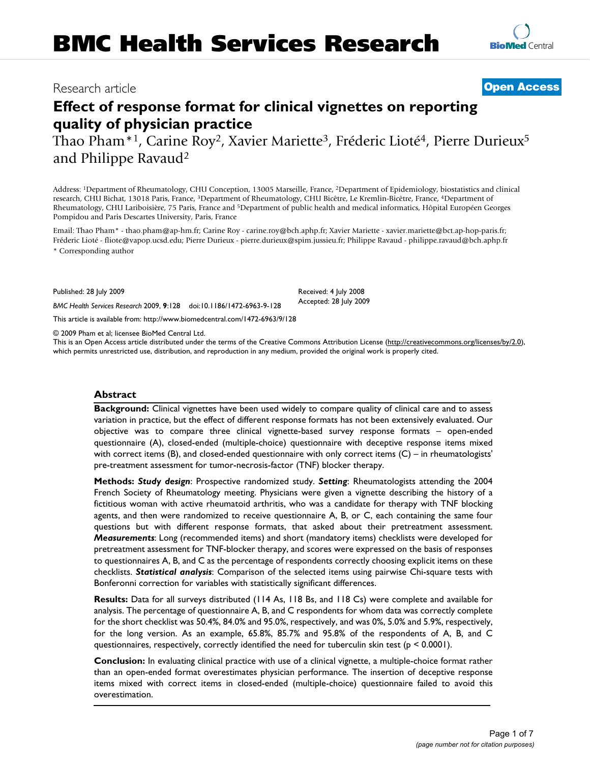# BMC Health Services Research

Research article

**Open Access**

# Effect of response format for clinical vignettes on reporting quality of physician practice

Thao Pham*[1], Carine Roy[2], Xavier Mariette[3], Fréderic Lioté[4], Pierre Durieux[5] and Philippe Ravaud[2]

Address: [1]Department of Rheumatology, CHU Conception, 13005 Marseille, France, [2]Department of Epidemiology, biostatistics and clinical research, CHU Bichat, 13018 Paris, France, [3]Department of Rheumatology, CHU Bicêtre, Le Kremlin-Bicêtre, France, [4]Department of Rheumatology, CHU Lariboisière, 75 Paris, France and [5]Department of public health and medical informatics, Hôpital Européen Georges Pompidou and Paris Descartes University, Paris, France

Email: Thao Pham* - thao.pham@ap-hm.fr; Carine Roy - carine.roy@bch.aphp.fr; Xavier Mariette - xavier.mariette@bct.ap-hop-paris.fr; Fréderic Lioté - fliote@vapop.ucsd.edu; Pierre Durieux - pierre.durieux@spim.jussieu.fr; Philippe Ravaud - philippe.ravaud@bch.aphp.fr

* Corresponding author

Published: 28 July 2009

*BMC Health Services Research* 2009, **9**:128 doi:10.1186/1472-6963-9-128

Received: 4 July 2008
Accepted: 28 July 2009

This article is available from: http://www.biomedcentral.com/1472-6963/9/128

© 2009 Pham et al; licensee BioMed Central Ltd.
This is an Open Access article distributed under the terms of the Creative Commons Attribution License (http://creativecommons.org/licenses/by/2.0), which permits unrestricted use, distribution, and reproduction in any medium, provided the original work is properly cited.

## Abstract

**Background:** Clinical vignettes have been used widely to compare quality of clinical care and to assess variation in practice, but the effect of different response formats has not been extensively evaluated. Our objective was to compare three clinical vignette-based survey response formats – open-ended questionnaire (A), closed-ended (multiple-choice) questionnaire with deceptive response items mixed with correct items (B), and closed-ended questionnaire with only correct items (C) – in rheumatologists' pre-treatment assessment for tumor-necrosis-factor (TNF) blocker therapy.

**Methods:** ***Study design***: Prospective randomized study. ***Setting***: Rheumatologists attending the 2004 French Society of Rheumatology meeting. Physicians were given a vignette describing the history of a fictitious woman with active rheumatoid arthritis, who was a candidate for therapy with TNF blocking agents, and then were randomized to receive questionnaire A, B, or C, each containing the same four questions but with different response formats, that asked about their pretreatment assessment. ***Measurements***: Long (recommended items) and short (mandatory items) checklists were developed for pretreatment assessment for TNF-blocker therapy, and scores were expressed on the basis of responses to questionnaires A, B, and C as the percentage of respondents correctly choosing explicit items on these checklists. ***Statistical analysis***: Comparison of the selected items using pairwise Chi-square tests with Bonferonni correction for variables with statistically significant differences.

**Results:** Data for all surveys distributed (114 As, 118 Bs, and 118 Cs) were complete and available for analysis. The percentage of questionnaire A, B, and C respondents for whom data was correctly complete for the short checklist was 50.4%, 84.0% and 95.0%, respectively, and was 0%, 5.0% and 5.9%, respectively, for the long version. As an example, 65.8%, 85.7% and 95.8% of the respondents of A, B, and C questionnaires, respectively, correctly identified the need for tuberculin skin test ($p < 0.0001$).

**Conclusion:** In evaluating clinical practice with use of a clinical vignette, a multiple-choice format rather than an open-ended format overestimates physician performance. The insertion of deceptive response items mixed with correct items in closed-ended (multiple-choice) questionnaire failed to avoid this overestimation.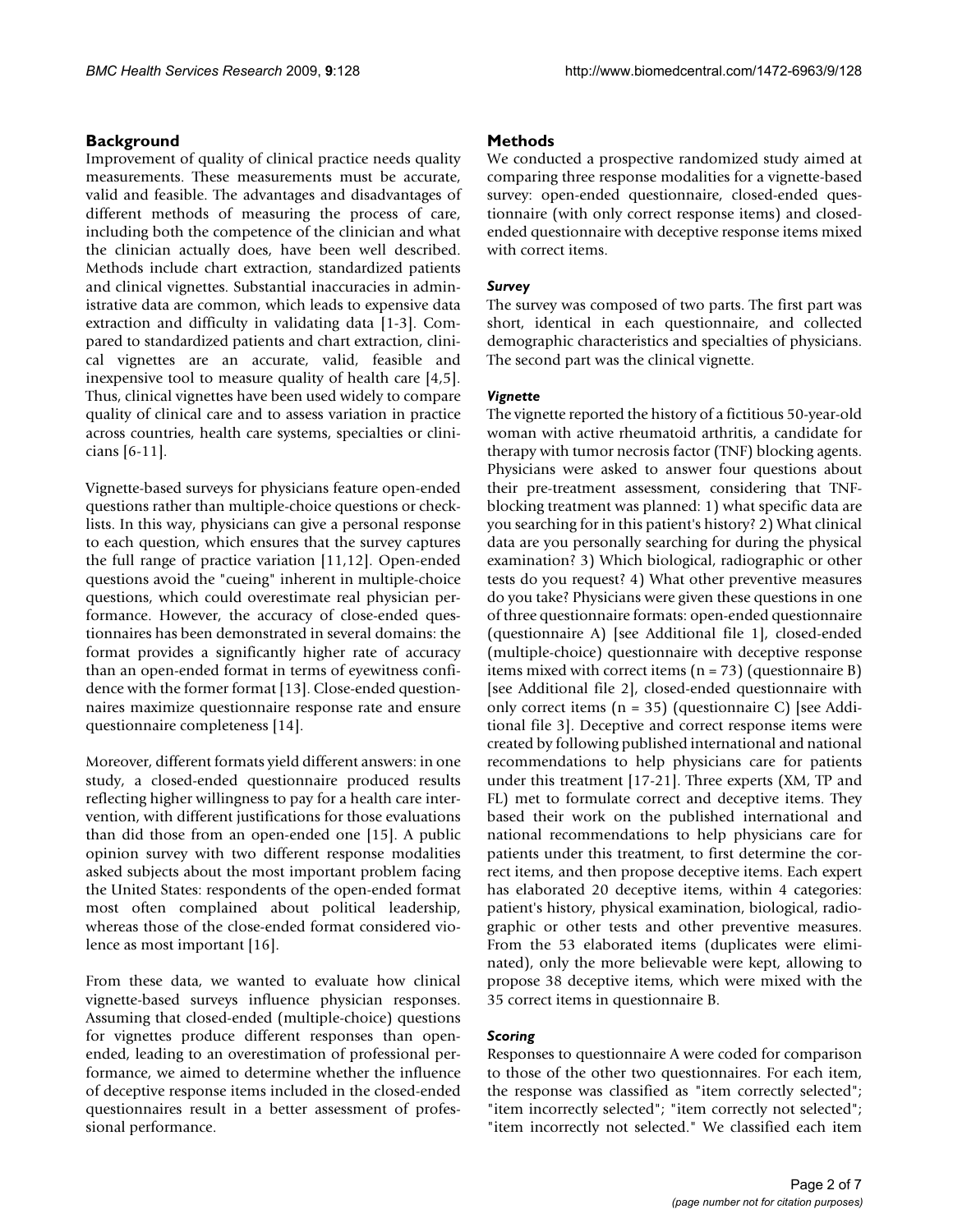## Background

Improvement of quality of clinical practice needs quality measurements. These measurements must be accurate, valid and feasible. The advantages and disadvantages of different methods of measuring the process of care, including both the competence of the clinician and what the clinician actually does, have been well described. Methods include chart extraction, standardized patients and clinical vignettes. Substantial inaccuracies in administrative data are common, which leads to expensive data extraction and difficulty in validating data [1-3]. Compared to standardized patients and chart extraction, clinical vignettes are an accurate, valid, feasible and inexpensive tool to measure quality of health care [4,5]. Thus, clinical vignettes have been used widely to compare quality of clinical care and to assess variation in practice across countries, health care systems, specialties or clinicians [6-11].

Vignette-based surveys for physicians feature open-ended questions rather than multiple-choice questions or checklists. In this way, physicians can give a personal response to each question, which ensures that the survey captures the full range of practice variation [11,12]. Open-ended questions avoid the "cueing" inherent in multiple-choice questions, which could overestimate real physician performance. However, the accuracy of close-ended questionnaires has been demonstrated in several domains: the format provides a significantly higher rate of accuracy than an open-ended format in terms of eyewitness confidence with the former format [13]. Close-ended questionnaires maximize questionnaire response rate and ensure questionnaire completeness [14].

Moreover, different formats yield different answers: in one study, a closed-ended questionnaire produced results reflecting higher willingness to pay for a health care intervention, with different justifications for those evaluations than did those from an open-ended one [15]. A public opinion survey with two different response modalities asked subjects about the most important problem facing the United States: respondents of the open-ended format most often complained about political leadership, whereas those of the close-ended format considered violence as most important [16].

From these data, we wanted to evaluate how clinical vignette-based surveys influence physician responses. Assuming that closed-ended (multiple-choice) questions for vignettes produce different responses than open-ended, leading to an overestimation of professional performance, we aimed to determine whether the influence of deceptive response items included in the closed-ended questionnaires result in a better assessment of professional performance.

## Methods

We conducted a prospective randomized study aimed at comparing three response modalities for a vignette-based survey: open-ended questionnaire, closed-ended questionnaire (with only correct response items) and closed-ended questionnaire with deceptive response items mixed with correct items.

### *Survey*

The survey was composed of two parts. The first part was short, identical in each questionnaire, and collected demographic characteristics and specialties of physicians. The second part was the clinical vignette.

### *Vignette*

The vignette reported the history of a fictitious 50-year-old woman with active rheumatoid arthritis, a candidate for therapy with tumor necrosis factor (TNF) blocking agents. Physicians were asked to answer four questions about their pre-treatment assessment, considering that TNF-blocking treatment was planned: 1) what specific data are you searching for in this patient's history? 2) What clinical data are you personally searching for during the physical examination? 3) Which biological, radiographic or other tests do you request? 4) What other preventive measures do you take? Physicians were given these questions in one of three questionnaire formats: open-ended questionnaire (questionnaire A) [see Additional file 1], closed-ended (multiple-choice) questionnaire with deceptive response items mixed with correct items (n = 73) (questionnaire B) [see Additional file 2], closed-ended questionnaire with only correct items (n = 35) (questionnaire C) [see Additional file 3]. Deceptive and correct response items were created by following published international and national recommendations to help physicians care for patients under this treatment [17-21]. Three experts (XM, TP and FL) met to formulate correct and deceptive items. They based their work on the published international and national recommendations to help physicians care for patients under this treatment, to first determine the correct items, and then propose deceptive items. Each expert has elaborated 20 deceptive items, within 4 categories: patient's history, physical examination, biological, radiographic or other tests and other preventive measures. From the 53 elaborated items (duplicates were eliminated), only the more believable were kept, allowing to propose 38 deceptive items, which were mixed with the 35 correct items in questionnaire B.

### *Scoring*

Responses to questionnaire A were coded for comparison to those of the other two questionnaires. For each item, the response was classified as "item correctly selected"; "item incorrectly selected"; "item correctly not selected"; "item incorrectly not selected." We classified each item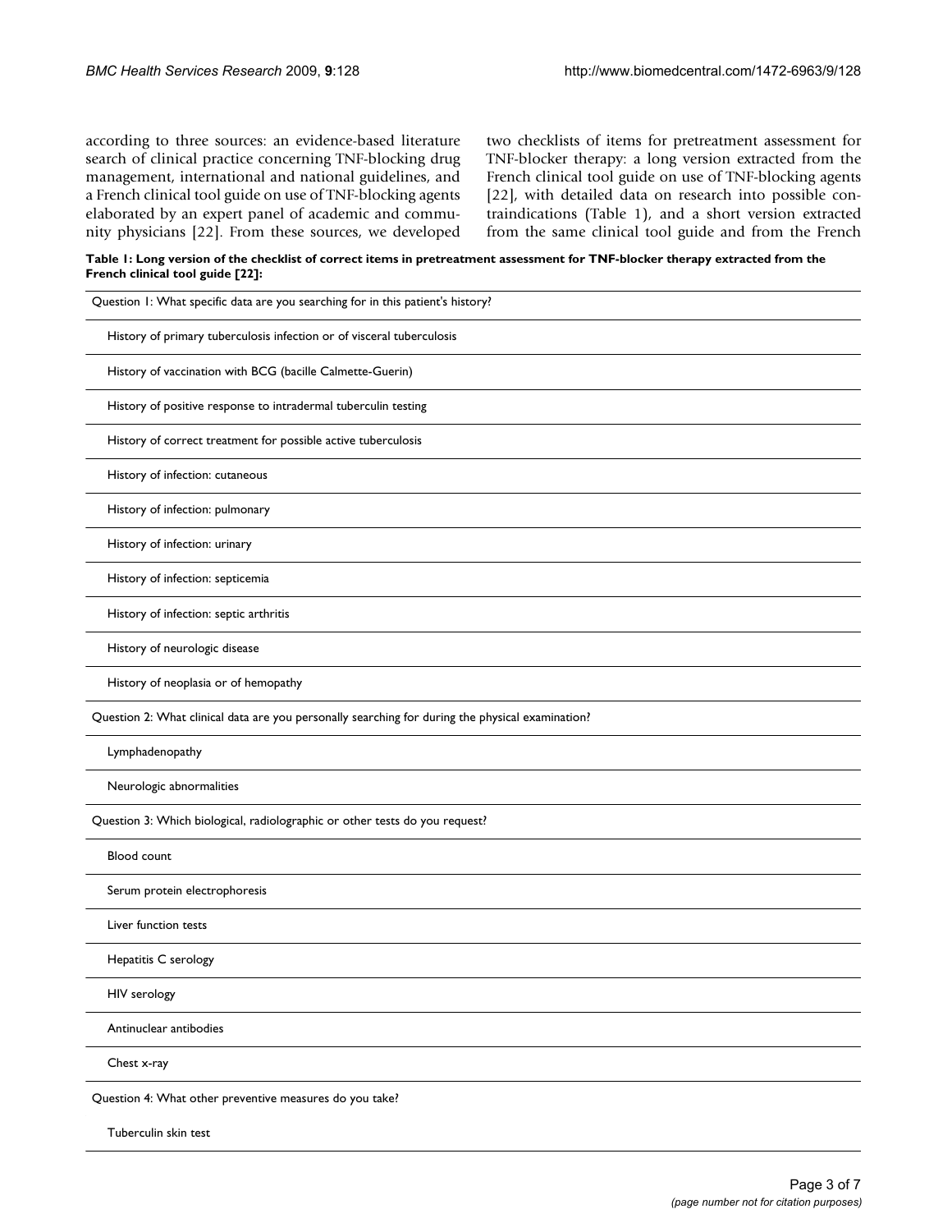according to three sources: an evidence-based literature search of clinical practice concerning TNF-blocking drug management, international and national guidelines, and a French clinical tool guide on use of TNF-blocking agents elaborated by an expert panel of academic and community physicians [22]. From these sources, we developed two checklists of items for pretreatment assessment for TNF-blocker therapy: a long version extracted from the French clinical tool guide on use of TNF-blocking agents [22], with detailed data on research into possible contraindications (Table 1), and a short version extracted from the same clinical tool guide and from the French

**Table 1: Long version of the checklist of correct items in pretreatment assessment for TNF-blocker therapy extracted from the French clinical tool guide [22]:**

| |
|---|
| Question 1: What specific data are you searching for in this patient's history? |
| History of primary tuberculosis infection or of visceral tuberculosis |
| History of vaccination with BCG (bacille Calmette-Guerin) |
| History of positive response to intradermal tuberculin testing |
| History of correct treatment for possible active tuberculosis |
| History of infection: cutaneous |
| History of infection: pulmonary |
| History of infection: urinary |
| History of infection: septicemia |
| History of infection: septic arthritis |
| History of neurologic disease |
| History of neoplasia or of hemopathy |
| Question 2: What clinical data are you personally searching for during the physical examination? |
| Lymphadenopathy |
| Neurologic abnormalities |
| Question 3: Which biological, radiographic or other tests do you request? |
| Blood count |
| Serum protein electrophoresis |
| Liver function tests |
| Hepatitis C serology |
| HIV serology |
| Antinuclear antibodies |
| Chest x-ray |
| Question 4: What other preventive measures do you take? |
| Tuberculin skin test |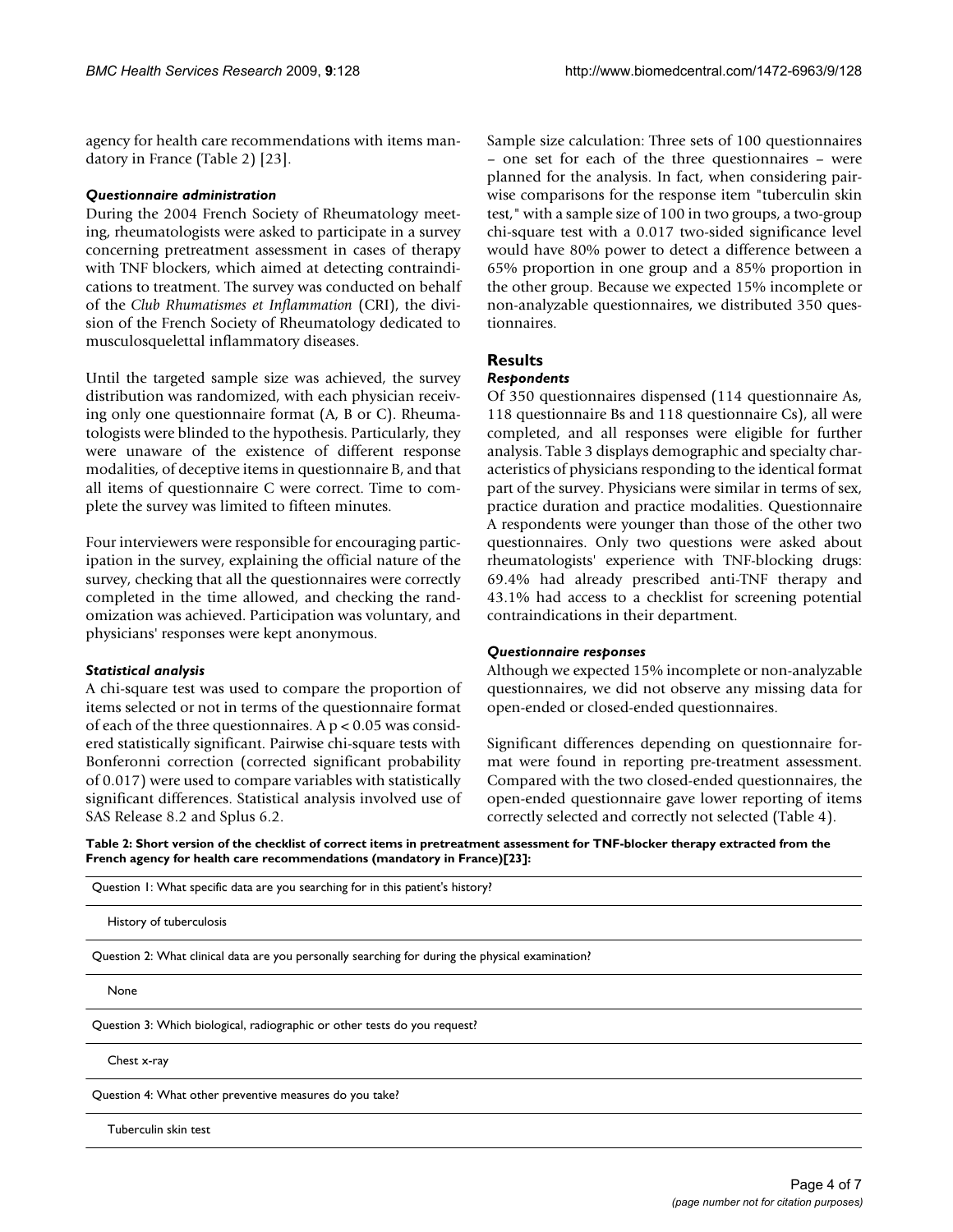agency for health care recommendations with items mandatory in France (Table 2) [23].

### *Questionnaire administration*

During the 2004 French Society of Rheumatology meeting, rheumatologists were asked to participate in a survey concerning pretreatment assessment in cases of therapy with TNF blockers, which aimed at detecting contraindications to treatment. The survey was conducted on behalf of the *Club Rhumatismes et Inflammation* (CRI), the division of the French Society of Rheumatology dedicated to musculosquelettal inflammatory diseases.

Until the targeted sample size was achieved, the survey distribution was randomized, with each physician receiving only one questionnaire format (A, B or C). Rheumatologists were blinded to the hypothesis. Particularly, they were unaware of the existence of different response modalities, of deceptive items in questionnaire B, and that all items of questionnaire C were correct. Time to complete the survey was limited to fifteen minutes.

Four interviewers were responsible for encouraging participation in the survey, explaining the official nature of the survey, checking that all the questionnaires were correctly completed in the time allowed, and checking the randomization was achieved. Participation was voluntary, and physicians' responses were kept anonymous.

### *Statistical analysis*

A chi-square test was used to compare the proportion of items selected or not in terms of the questionnaire format of each of the three questionnaires. A $p < 0.05$ was considered statistically significant. Pairwise chi-square tests with Bonferonni correction (corrected significant probability of 0.017) were used to compare variables with statistically significant differences. Statistical analysis involved use of SAS Release 8.2 and Splus 6.2.

Sample size calculation: Three sets of 100 questionnaires – one set for each of the three questionnaires – were planned for the analysis. In fact, when considering pairwise comparisons for the response item "tuberculin skin test," with a sample size of 100 in two groups, a two-group chi-square test with a 0.017 two-sided significance level would have 80% power to detect a difference between a 65% proportion in one group and a 85% proportion in the other group. Because we expected 15% incomplete or non-analyzable questionnaires, we distributed 350 questionnaires.

## Results

### *Respondents*

Of 350 questionnaires dispensed (114 questionnaire As, 118 questionnaire Bs and 118 questionnaire Cs), all were completed, and all responses were eligible for further analysis. Table 3 displays demographic and specialty characteristics of physicians responding to the identical format part of the survey. Physicians were similar in terms of sex, practice duration and practice modalities. Questionnaire A respondents were younger than those of the other two questionnaires. Only two questions were asked about rheumatologists' experience with TNF-blocking drugs: 69.4% had already prescribed anti-TNF therapy and 43.1% had access to a checklist for screening potential contraindications in their department.

### *Questionnaire responses*

Although we expected 15% incomplete or non-analyzable questionnaires, we did not observe any missing data for open-ended or closed-ended questionnaires.

Significant differences depending on questionnaire format were found in reporting pre-treatment assessment. Compared with the two closed-ended questionnaires, the open-ended questionnaire gave lower reporting of items correctly selected and correctly not selected (Table 4).

**Table 2: Short version of the checklist of correct items in pretreatment assessment for TNF-blocker therapy extracted from the French agency for health care recommendations (mandatory in France)[23]:**

| Question 1: What specific data are you searching for in this patient's history? |
|---|
| History of tuberculosis |
| Question 2: What clinical data are you personally searching for during the physical examination? |
| None |
| Question 3: Which biological, radiographic or other tests do you request? |
| Chest x-ray |
| Question 4: What other preventive measures do you take? |
| Tuberculin skin test |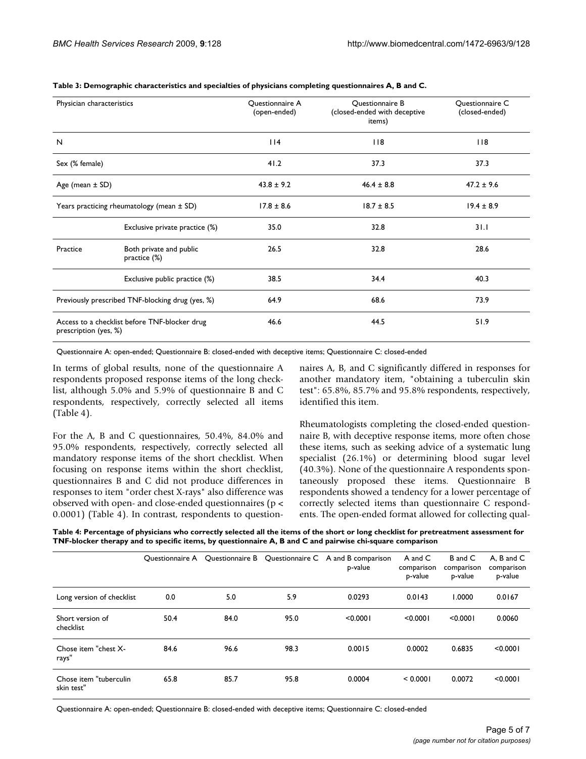**Table 3: Demographic characteristics and specialties of physicians completing questionnaires A, B and C.**

| Physician characteristics | | Questionnaire A (open-ended) | Questionnaire B (closed-ended with deceptive items) | Questionnaire C (closed-ended) |
|---|---|---|---|---|
| N | | 114 | 118 | 118 |
| Sex (% female) | | 41.2 | 37.3 | 37.3 |
| Age (mean ± SD) | | 43.8 ± 9.2 | 46.4 ± 8.8 | 47.2 ± 9.6 |
| Years practicing rheumatology (mean ± SD) | | 17.8 ± 8.6 | 18.7 ± 8.5 | 19.4 ± 8.9 |
| | Exclusive private practice (%) | 35.0 | 32.8 | 31.1 |
| Practice | Both private and public practice (%) | 26.5 | 32.8 | 28.6 |
| | Exclusive public practice (%) | 38.5 | 34.4 | 40.3 |
| Previously prescribed TNF-blocking drug (yes, %) | | 64.9 | 68.6 | 73.9 |
| Access to a checklist before TNF-blocker drug prescription (yes, %) | | 46.6 | 44.5 | 51.9 |

Questionnaire A: open-ended; Questionnaire B: closed-ended with deceptive items; Questionnaire C: closed-ended

In terms of global results, none of the questionnaire A respondents proposed response items of the long checklist, although 5.0% and 5.9% of questionnaire B and C respondents, respectively, correctly selected all items (Table 4).

For the A, B and C questionnaires, 50.4%, 84.0% and 95.0% respondents, respectively, correctly selected all mandatory response items of the short checklist. When focusing on response items within the short checklist, questionnaires B and C did not produce differences in responses to item "order chest X-rays" also difference was observed with open- and close-ended questionnaires ($p < 0.0001$) (Table 4). In contrast, respondents to questionnaires A, B, and C significantly differed in responses for another mandatory item, "obtaining a tuberculin skin test": 65.8%, 85.7% and 95.8% respondents, respectively, identified this item.

Rheumatologists completing the closed-ended questionnaire B, with deceptive response items, more often chose these items, such as seeking advice of a systematic lung specialist (26.1%) or determining blood sugar level (40.3%). None of the questionnaire A respondents spontaneously proposed these items. Questionnaire B respondents showed a tendency for a lower percentage of correctly selected items than questionnaire C respondents. The open-ended format allowed for collecting qual-

**Table 4: Percentage of physicians who correctly selected all the items of the short or long checklist for pretreatment assessment for TNF-blocker therapy and to specific items, by questionnaire A, B and C and pairwise chi-square comparison**

| | Questionnaire A | Questionnaire B | Questionnaire C | A and B comparison p-value | A and C comparison p-value | B and C comparison p-value | A, B and C comparison p-value |
|---|---|---|---|---|---|---|---|
| Long version of checklist | 0.0 | 5.0 | 5.9 | 0.0293 | 0.0143 | 1.0000 | 0.0167 |
| Short version of checklist | 50.4 | 84.0 | 95.0 | <0.0001 | <0.0001 | <0.0001 | 0.0060 |
| Chose item "chest X-rays" | 84.6 | 96.6 | 98.3 | 0.0015 | 0.0002 | 0.6835 | <0.0001 |
| Chose item "tuberculin skin test" | 65.8 | 85.7 | 95.8 | 0.0004 | < 0.0001 | 0.0072 | <0.0001 |

Questionnaire A: open-ended; Questionnaire B: closed-ended with deceptive items; Questionnaire C: closed-ended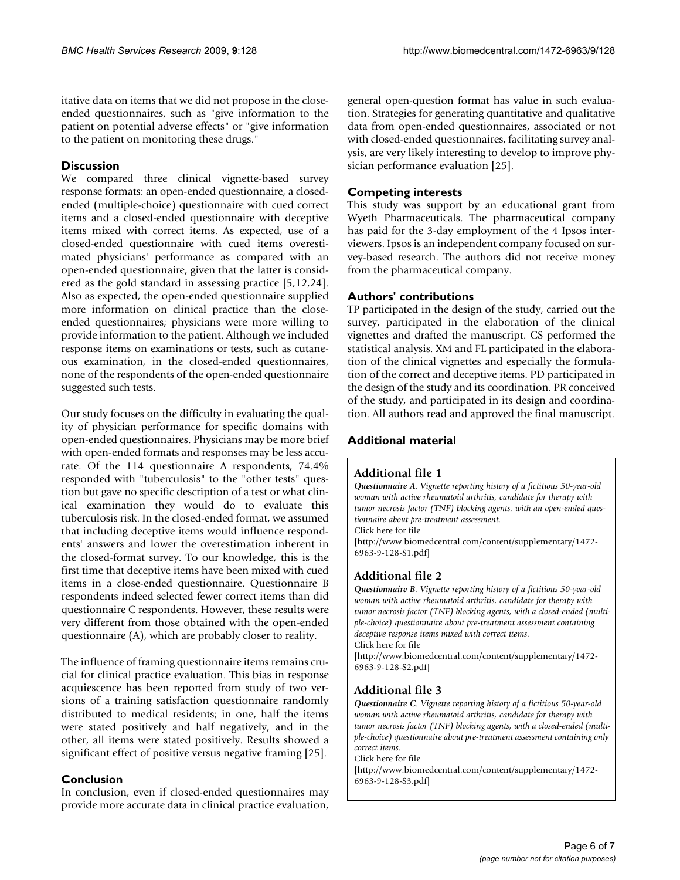itative data on items that we did not propose in the close-ended questionnaires, such as "give information to the patient on potential adverse effects" or "give information to the patient on monitoring these drugs."

## Discussion

We compared three clinical vignette-based survey response formats: an open-ended questionnaire, a closed-ended (multiple-choice) questionnaire with cued correct items and a closed-ended questionnaire with deceptive items mixed with correct items. As expected, use of a closed-ended questionnaire with cued items overestimated physicians' performance as compared with an open-ended questionnaire, given that the latter is considered as the gold standard in assessing practice [5,12,24]. Also as expected, the open-ended questionnaire supplied more information on clinical practice than the close-ended questionnaires; physicians were more willing to provide information to the patient. Although we included response items on examinations or tests, such as cutaneous examination, in the closed-ended questionnaires, none of the respondents of the open-ended questionnaire suggested such tests.

Our study focuses on the difficulty in evaluating the quality of physician performance for specific domains with open-ended questionnaires. Physicians may be more brief with open-ended formats and responses may be less accurate. Of the 114 questionnaire A respondents, 74.4% responded with "tuberculosis" to the "other tests" question but gave no specific description of a test or what clinical examination they would do to evaluate this tuberculosis risk. In the closed-ended format, we assumed that including deceptive items would influence respondents' answers and lower the overestimation inherent in the closed-format survey. To our knowledge, this is the first time that deceptive items have been mixed with cued items in a close-ended questionnaire. Questionnaire B respondents indeed selected fewer correct items than did questionnaire C respondents. However, these results were very different from those obtained with the open-ended questionnaire (A), which are probably closer to reality.

The influence of framing questionnaire items remains crucial for clinical practice evaluation. This bias in response acquiescence has been reported from study of two versions of a training satisfaction questionnaire randomly distributed to medical residents; in one, half the items were stated positively and half negatively, and in the other, all items were stated positively. Results showed a significant effect of positive versus negative framing [25].

## Conclusion

In conclusion, even if closed-ended questionnaires may provide more accurate data in clinical practice evaluation, general open-question format has value in such evaluation. Strategies for generating quantitative and qualitative data from open-ended questionnaires, associated or not with closed-ended questionnaires, facilitating survey analysis, are very likely interesting to develop to improve physician performance evaluation [25].

## Competing interests

This study was support by an educational grant from Wyeth Pharmaceuticals. The pharmaceutical company has paid for the 3-day employment of the 4 Ipsos interviewers. Ipsos is an independent company focused on survey-based research. The authors did not receive money from the pharmaceutical company.

## Authors' contributions

TP participated in the design of the study, carried out the survey, participated in the elaboration of the clinical vignettes and drafted the manuscript. CS performed the statistical analysis. XM and FL participated in the elaboration of the clinical vignettes and especially the formulation of the correct and deceptive items. PD participated in the design of the study and its coordination. PR conceived of the study, and participated in its design and coordination. All authors read and approved the final manuscript.

## Additional material

### Additional file 1

***Questionnaire A**. Vignette reporting history of a fictitious 50-year-old woman with active rheumatoid arthritis, candidate for therapy with tumor necrosis factor (TNF) blocking agents, with an open-ended questionnaire about pre-treatment assessment.*

Click here for file

[http://www.biomedcentral.com/content/supplementary/1472-6963-9-128-S1.pdf]

### Additional file 2

***Questionnaire B**. Vignette reporting history of a fictitious 50-year-old woman with active rheumatoid arthritis, candidate for therapy with tumor necrosis factor (TNF) blocking agents, with a closed-ended (multiple-choice) questionnaire about pre-treatment assessment containing deceptive response items mixed with correct items.*

Click here for file

[http://www.biomedcentral.com/content/supplementary/1472-6963-9-128-S2.pdf]

### Additional file 3

***Questionnaire C**. Vignette reporting history of a fictitious 50-year-old woman with active rheumatoid arthritis, candidate for therapy with tumor necrosis factor (TNF) blocking agents, with a closed-ended (multiple-choice) questionnaire about pre-treatment assessment containing only correct items.*

Click here for file

[http://www.biomedcentral.com/content/supplementary/1472-6963-9-128-S3.pdf]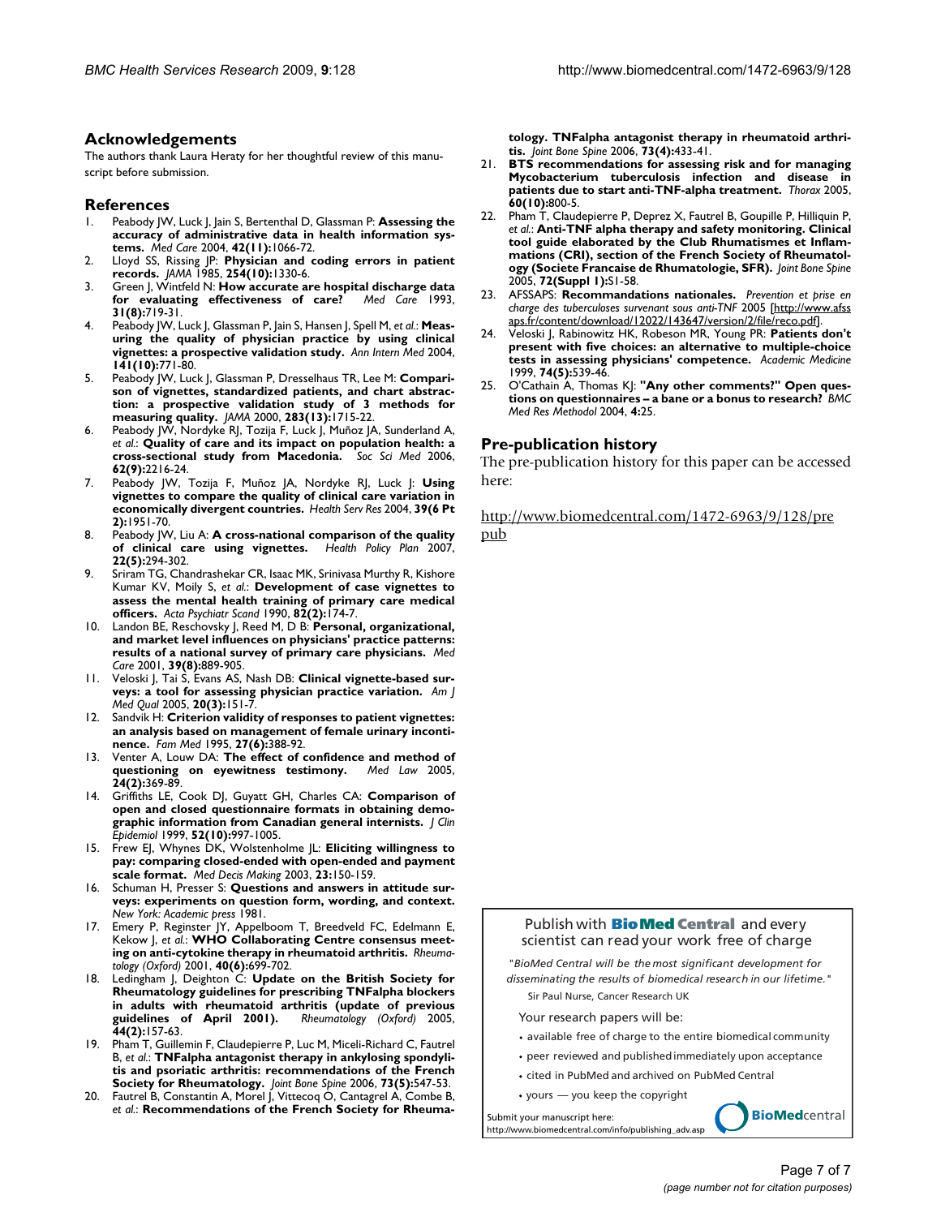## Acknowledgements

The authors thank Laura Heraty for her thoughtful review of this manuscript before submission.

## References

1. Peabody JW, Luck J, Jain S, Bertenthal D, Glassman P: **Assessing the accuracy of administrative data in health information systems.** *Med Care* 2004, **42(11):**1066-72.
2. Lloyd SS, Rissing JP: **Physician and coding errors in patient records.** *JAMA* 1985, **254(10):**1330-6.
3. Green J, Wintfeld N: **How accurate are hospital discharge data for evaluating effectiveness of care?** *Med Care* 1993, **31(8):**719-31.
4. Peabody JW, Luck J, Glassman P, Jain S, Hansen J, Spell M, *et al.*: **Measuring the quality of physician practice by using clinical vignettes: a prospective validation study.** *Ann Intern Med* 2004, **141(10):**771-80.
5. Peabody JW, Luck J, Glassman P, Dresselhaus TR, Lee M: **Comparison of vignettes, standardized patients, and chart abstraction: a prospective validation study of 3 methods for measuring quality.** *JAMA* 2000, **283(13):**1715-22.
6. Peabody JW, Nordyke RJ, Tozija F, Luck J, Muñoz JA, Sunderland A, *et al.*: **Quality of care and its impact on population health: a cross-sectional study from Macedonia.** *Soc Sci Med* 2006, **62(9):**2216-24.
7. Peabody JW, Tozija F, Muñoz JA, Nordyke RJ, Luck J: **Using vignettes to compare the quality of clinical care variation in economically divergent countries.** *Health Serv Res* 2004, **39(6 Pt 2):**1951-70.
8. Peabody JW, Liu A: **A cross-national comparison of the quality of clinical care using vignettes.** *Health Policy Plan* 2007, **22(5):**294-302.
9. Sriram TG, Chandrashekar CR, Isaac MK, Srinivasa Murthy R, Kishore Kumar KV, Moily S, *et al.*: **Development of case vignettes to assess the mental health training of primary care medical officers.** *Acta Psychiatr Scand* 1990, **82(2):**174-7.
10. Landon BE, Reschovsky J, Reed M, D B: **Personal, organizational, and market level influences on physicians' practice patterns: results of a national survey of primary care physicians.** *Med Care* 2001, **39(8):**889-905.
11. Veloski J, Tai S, Evans AS, Nash DB: **Clinical vignette-based surveys: a tool for assessing physician practice variation.** *Am J Med Qual* 2005, **20(3):**151-7.
12. Sandvik H: **Criterion validity of responses to patient vignettes: an analysis based on management of female urinary incontinence.** *Fam Med* 1995, **27(6):**388-92.
13. Venter A, Louw DA: **The effect of confidence and method of questioning on eyewitness testimony.** *Med Law* 2005, **24(2):**369-89.
14. Griffiths LE, Cook DJ, Guyatt GH, Charles CA: **Comparison of open and closed questionnaire formats in obtaining demographic information from Canadian general internists.** *J Clin Epidemiol* 1999, **52(10):**997-1005.
15. Frew EJ, Whynes DK, Wolstenholme JL: **Eliciting willingness to pay: comparing closed-ended with open-ended and payment scale format.** *Med Decis Making* 2003, **23:**150-159.
16. Schuman H, Presser S: **Questions and answers in attitude surveys: experiments on question form, wording, and context.** *New York: Academic press* 1981.
17. Emery P, Reginster JY, Appelboom T, Breedveld FC, Edelmann E, Kekow J, *et al.*: **WHO Collaborating Centre consensus meeting on anti-cytokine therapy in rheumatoid arthritis.** *Rheumatology (Oxford)* 2001, **40(6):**699-702.
18. Ledingham J, Deighton C: **Update on the British Society for Rheumatology guidelines for prescribing TNFalpha blockers in adults with rheumatoid arthritis (update of previous guidelines of April 2001).** *Rheumatology (Oxford)* 2005, **44(2):**157-63.
19. Pham T, Guillemin F, Claudepierre P, Luc M, Miceli-Richard C, Fautrel B, *et al.*: **TNFalpha antagonist therapy in ankylosing spondylitis and psoriatic arthritis: recommendations of the French Society for Rheumatology.** *Joint Bone Spine* 2006, **73(5):**547-53.
20. Fautrel B, Constantin A, Morel J, Vittecoq O, Cantagrel A, Combe B, *et al.*: **Recommendations of the French Society for Rheumatology. TNFalpha antagonist therapy in rheumatoid arthritis.** *Joint Bone Spine* 2006, **73(4):**433-41.
21. **BTS recommendations for assessing risk and for managing Mycobacterium tuberculosis infection and disease in patients due to start anti-TNF-alpha treatment.** *Thorax* 2005, **60(10):**800-5.
22. Pham T, Claudepierre P, Deprez X, Fautrel B, Goupille P, Hilliquin P, *et al.*: **Anti-TNF alpha therapy and safety monitoring. Clinical tool guide elaborated by the Club Rhumatismes et Inflammations (CRI), section of the French Society of Rheumatology (Societe Francaise de Rhumatologie, SFR).** *Joint Bone Spine* 2005, **72(Suppl 1):**S1-58.
23. AFSSAPS: **Recommandations nationales.** *Prevention et prise en charge des tuberculoses survenant sous anti-TNF* 2005 [http://www.afssaps.fr/content/download/12022/143647/version/2/file/reco.pdf].
24. Veloski J, Rabinowitz HK, Robeson MR, Young PR: **Patients don't present with five choices: an alternative to multiple-choice tests in assessing physicians' competence.** *Academic Medicine* 1999, **74(5):**539-46.
25. O'Cathain A, Thomas KJ: **"Any other comments?" Open questions on questionnaires – a bane or a bonus to research?** *BMC Med Res Methodol* 2004, **4:**25.

## Pre-publication history

The pre-publication history for this paper can be accessed here:

http://www.biomedcentral.com/1472-6963/9/128/prepub

Publish with **BioMed Central** and every scientist can read your work free of charge

*"BioMed Central will be the most significant development for disseminating the results of biomedical research in our lifetime."*
Sir Paul Nurse, Cancer Research UK

Your research papers will be:

- available free of charge to the entire biomedical community
- peer reviewed and published immediately upon acceptance
- cited in PubMed and archived on PubMed Central
- yours — you keep the copyright

Submit your manuscript here:
http://www.biomedcentral.com/info/publishing_adv.asp

BioMedcentral